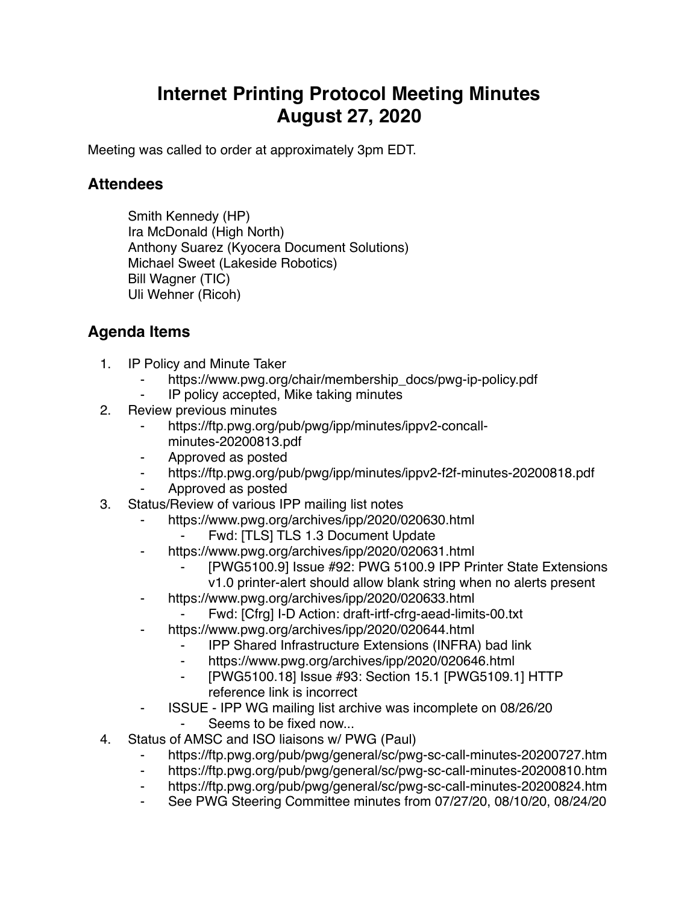# Internet Printing Protocol Meeting Minutes
# August 27, 2020

Meeting was called to order at approximately 3pm EDT.

## Attendees

Smith Kennedy (HP)
Ira McDonald (High North)
Anthony Suarez (Kyocera Document Solutions)
Michael Sweet (Lakeside Robotics)
Bill Wagner (TIC)
Uli Wehner (Ricoh)

## Agenda Items

1. IP Policy and Minute Taker
   - https://www.pwg.org/chair/membership_docs/pwg-ip-policy.pdf
   - IP policy accepted, Mike taking minutes
2. Review previous minutes
   - https://ftp.pwg.org/pub/pwg/ipp/minutes/ippv2-concall-minutes-20200813.pdf
   - Approved as posted
   - https://ftp.pwg.org/pub/pwg/ipp/minutes/ippv2-f2f-minutes-20200818.pdf
   - Approved as posted
3. Status/Review of various IPP mailing list notes
   - https://www.pwg.org/archives/ipp/2020/020630.html
     - Fwd: [TLS] TLS 1.3 Document Update
   - https://www.pwg.org/archives/ipp/2020/020631.html
     - [PWG5100.9] Issue #92: PWG 5100.9 IPP Printer State Extensions v1.0 printer-alert should allow blank string when no alerts present
   - https://www.pwg.org/archives/ipp/2020/020633.html
     - Fwd: [Cfrg] I-D Action: draft-irtf-cfrg-aead-limits-00.txt
   - https://www.pwg.org/archives/ipp/2020/020644.html
     - IPP Shared Infrastructure Extensions (INFRA) bad link
     - https://www.pwg.org/archives/ipp/2020/020646.html
     - [PWG5100.18] Issue #93: Section 15.1 [PWG5109.1] HTTP reference link is incorrect
   - ISSUE - IPP WG mailing list archive was incomplete on 08/26/20
     - Seems to be fixed now...
4. Status of AMSC and ISO liaisons w/ PWG (Paul)
   - https://ftp.pwg.org/pub/pwg/general/sc/pwg-sc-call-minutes-20200727.htm
   - https://ftp.pwg.org/pub/pwg/general/sc/pwg-sc-call-minutes-20200810.htm
   - https://ftp.pwg.org/pub/pwg/general/sc/pwg-sc-call-minutes-20200824.htm
   - See PWG Steering Committee minutes from 07/27/20, 08/10/20, 08/24/20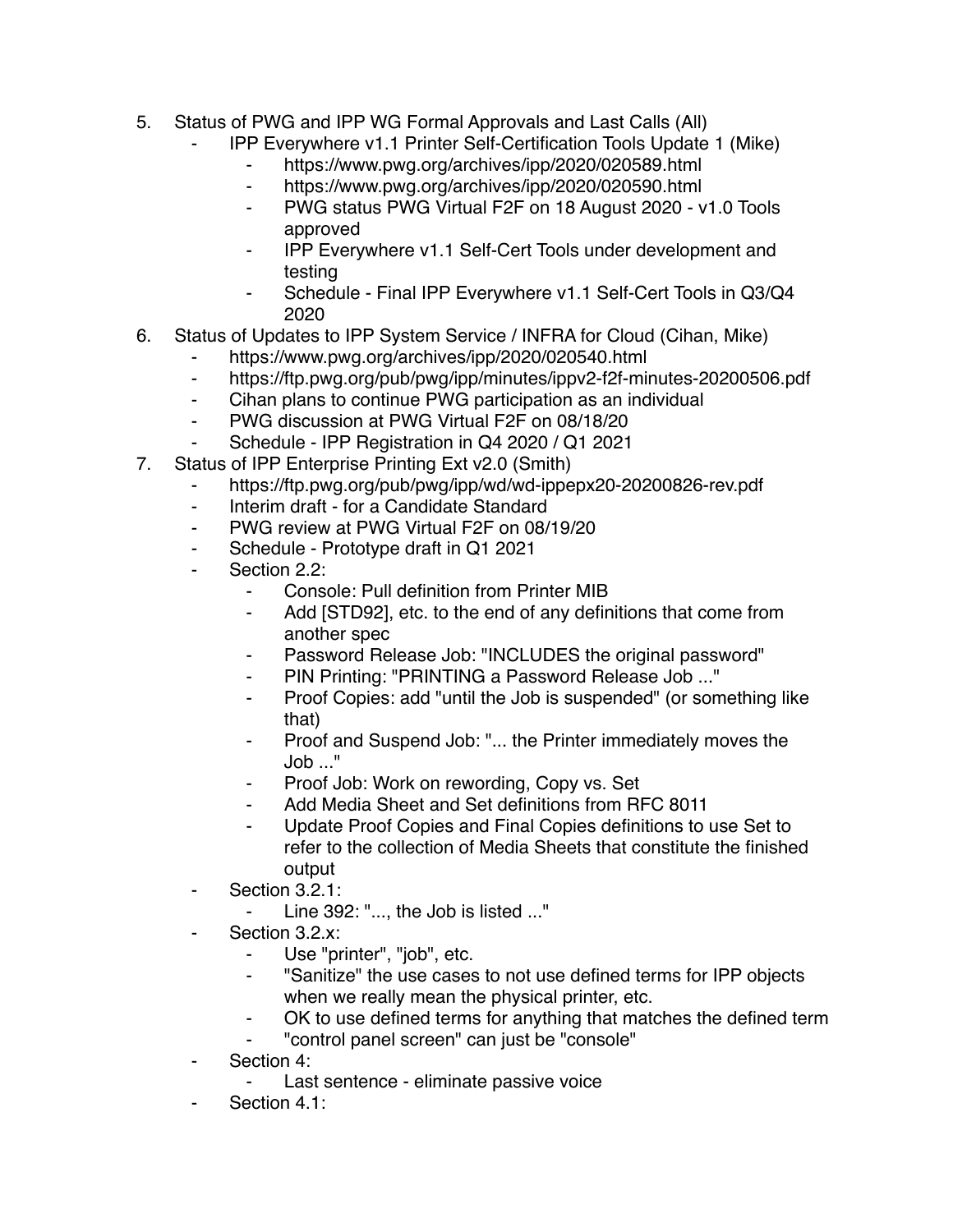5. Status of PWG and IPP WG Formal Approvals and Last Calls (All)
    - IPP Everywhere v1.1 Printer Self-Certification Tools Update 1 (Mike)
        - https://www.pwg.org/archives/ipp/2020/020589.html
        - https://www.pwg.org/archives/ipp/2020/020590.html
        - PWG status PWG Virtual F2F on 18 August 2020 - v1.0 Tools approved
        - IPP Everywhere v1.1 Self-Cert Tools under development and testing
        - Schedule - Final IPP Everywhere v1.1 Self-Cert Tools in Q3/Q4 2020
6. Status of Updates to IPP System Service / INFRA for Cloud (Cihan, Mike)
    - https://www.pwg.org/archives/ipp/2020/020540.html
    - https://ftp.pwg.org/pub/pwg/ipp/minutes/ippv2-f2f-minutes-20200506.pdf
    - Cihan plans to continue PWG participation as an individual
    - PWG discussion at PWG Virtual F2F on 08/18/20
    - Schedule - IPP Registration in Q4 2020 / Q1 2021
7. Status of IPP Enterprise Printing Ext v2.0 (Smith)
    - https://ftp.pwg.org/pub/pwg/ipp/wd/wd-ippepx20-20200826-rev.pdf
    - Interim draft - for a Candidate Standard
    - PWG review at PWG Virtual F2F on 08/19/20
    - Schedule - Prototype draft in Q1 2021
    - Section 2.2:
        - Console: Pull definition from Printer MIB
        - Add [STD92], etc. to the end of any definitions that come from another spec
        - Password Release Job: "INCLUDES the original password"
        - PIN Printing: "PRINTING a Password Release Job ..."
        - Proof Copies: add "until the Job is suspended" (or something like that)
        - Proof and Suspend Job: "... the Printer immediately moves the Job ..."
        - Proof Job: Work on rewording, Copy vs. Set
        - Add Media Sheet and Set definitions from RFC 8011
        - Update Proof Copies and Final Copies definitions to use Set to refer to the collection of Media Sheets that constitute the finished output
    - Section 3.2.1:
        - Line 392: "..., the Job is listed ..."
    - Section 3.2.x:
        - Use "printer", "job", etc.
        - "Sanitize" the use cases to not use defined terms for IPP objects when we really mean the physical printer, etc.
        - OK to use defined terms for anything that matches the defined term
        - "control panel screen" can just be "console"
    - Section 4:
        - Last sentence - eliminate passive voice
    - Section 4.1: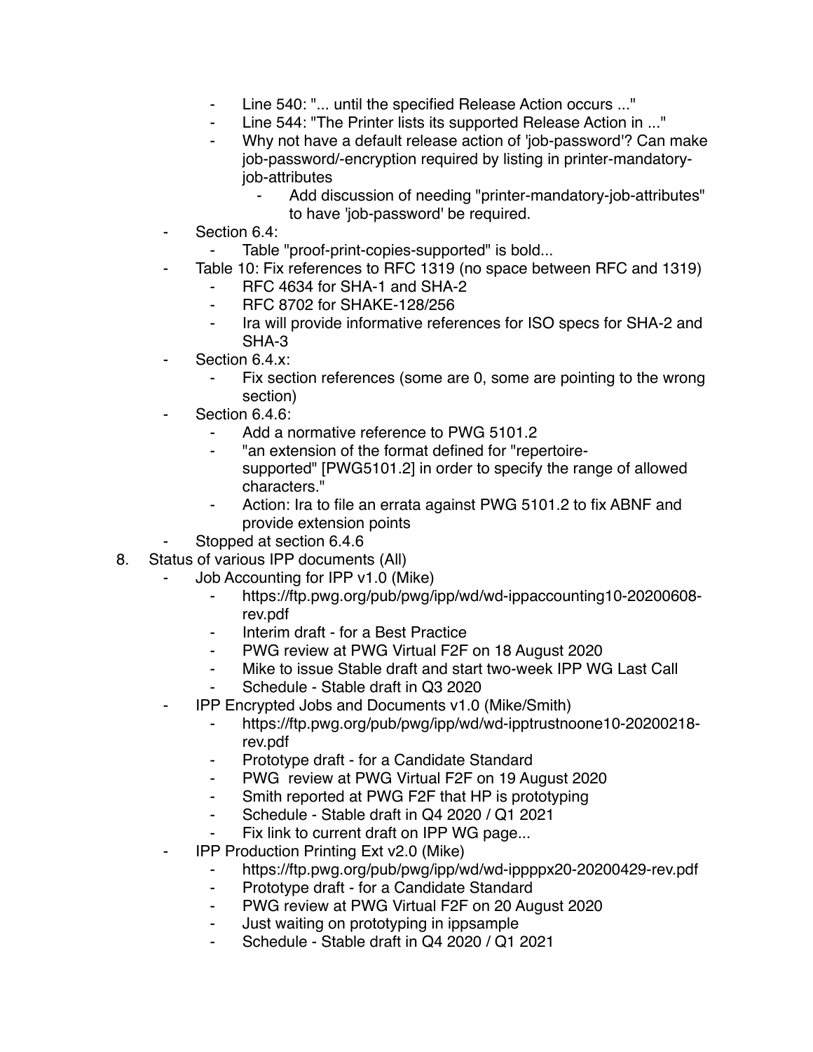- Line 540: "... until the specified Release Action occurs ..."
    - Line 544: "The Printer lists its supported Release Action in ..."
    - Why not have a default release action of 'job-password'? Can make job-password/-encryption required by listing in printer-mandatory-job-attributes
        - Add discussion of needing "printer-mandatory-job-attributes" to have 'job-password' be required.
- Section 6.4:
    - Table "proof-print-copies-supported" is bold...
- Table 10: Fix references to RFC 1319 (no space between RFC and 1319)
    - RFC 4634 for SHA-1 and SHA-2
    - RFC 8702 for SHAKE-128/256
    - Ira will provide informative references for ISO specs for SHA-2 and SHA-3
- Section 6.4.x:
    - Fix section references (some are 0, some are pointing to the wrong section)
- Section 6.4.6:
    - Add a normative reference to PWG 5101.2
    - "an extension of the format defined for "repertoire-supported" [PWG5101.2] in order to specify the range of allowed characters."
    - Action: Ira to file an errata against PWG 5101.2 to fix ABNF and provide extension points
- Stopped at section 6.4.6

8. Status of various IPP documents (All)
    - Job Accounting for IPP v1.0 (Mike)
        - https://ftp.pwg.org/pub/pwg/ipp/wd/wd-ippaccounting10-20200608-rev.pdf
        - Interim draft - for a Best Practice
        - PWG review at PWG Virtual F2F on 18 August 2020
        - Mike to issue Stable draft and start two-week IPP WG Last Call
        - Schedule - Stable draft in Q3 2020
    - IPP Encrypted Jobs and Documents v1.0 (Mike/Smith)
        - https://ftp.pwg.org/pub/pwg/ipp/wd/wd-ipptrustnoone10-20200218-rev.pdf
        - Prototype draft - for a Candidate Standard
        - PWG review at PWG Virtual F2F on 19 August 2020
        - Smith reported at PWG F2F that HP is prototyping
        - Schedule - Stable draft in Q4 2020 / Q1 2021
        - Fix link to current draft on IPP WG page...
    - IPP Production Printing Ext v2.0 (Mike)
        - https://ftp.pwg.org/pub/pwg/ipp/wd/wd-ippppx20-20200429-rev.pdf
        - Prototype draft - for a Candidate Standard
        - PWG review at PWG Virtual F2F on 20 August 2020
        - Just waiting on prototyping in ippsample
        - Schedule - Stable draft in Q4 2020 / Q1 2021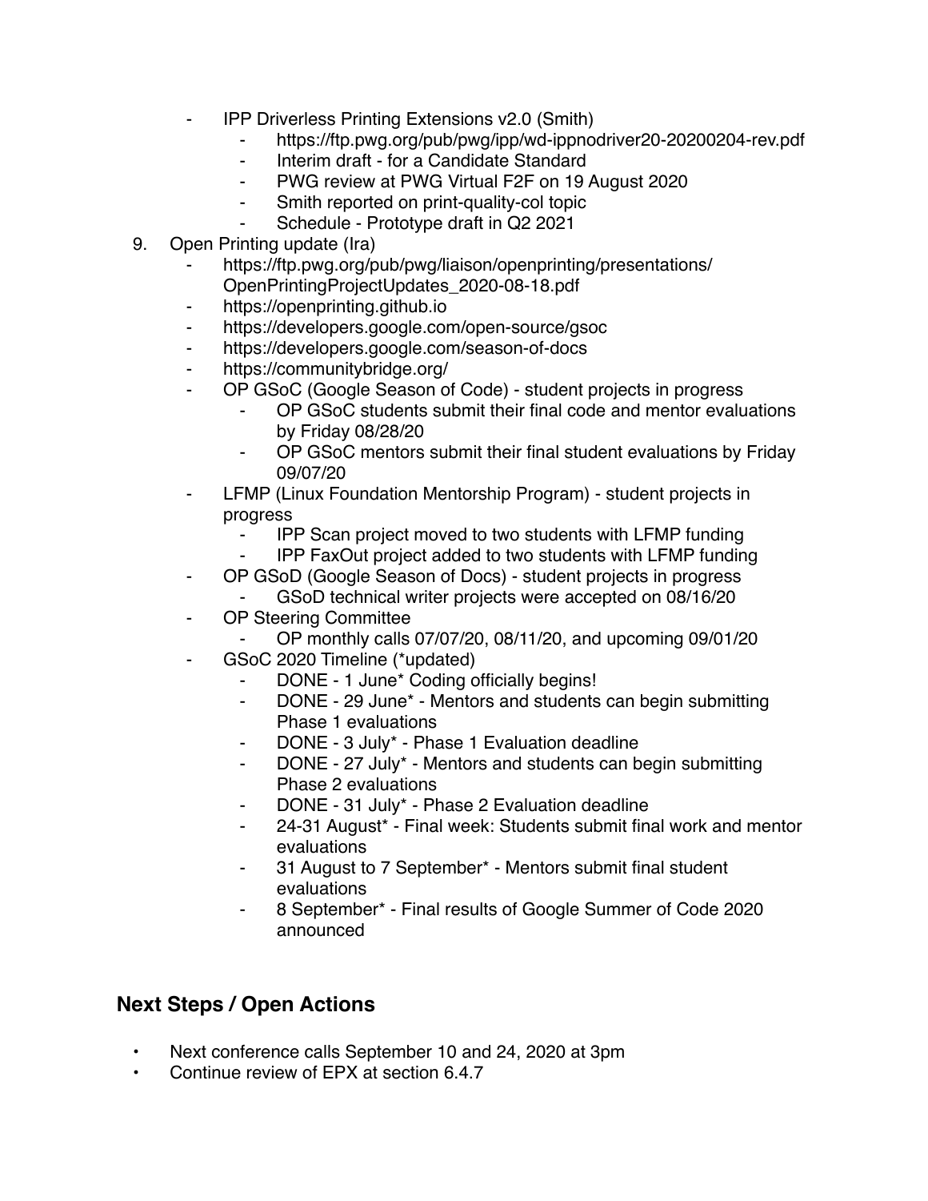- IPP Driverless Printing Extensions v2.0 (Smith)
    - https://ftp.pwg.org/pub/pwg/ipp/wd-ippnodriver20-20200204-rev.pdf
    - Interim draft - for a Candidate Standard
    - PWG review at PWG Virtual F2F on 19 August 2020
    - Smith reported on print-quality-col topic
    - Schedule - Prototype draft in Q2 2021

9. Open Printing update (Ira)
    - https://ftp.pwg.org/pub/pwg/liaison/openprinting/presentations/OpenPrintingProjectUpdates_2020-08-18.pdf
    - https://openprinting.github.io
    - https://developers.google.com/open-source/gsoc
    - https://developers.google.com/season-of-docs
    - https://communitybridge.org/
    - OP GSoC (Google Season of Code) - student projects in progress
        - OP GSoC students submit their final code and mentor evaluations by Friday 08/28/20
        - OP GSoC mentors submit their final student evaluations by Friday 09/07/20
    - LFMP (Linux Foundation Mentorship Program) - student projects in progress
        - IPP Scan project moved to two students with LFMP funding
        - IPP FaxOut project added to two students with LFMP funding
    - OP GSoD (Google Season of Docs) - student projects in progress
        - GSoD technical writer projects were accepted on 08/16/20
    - OP Steering Committee
        - OP monthly calls 07/07/20, 08/11/20, and upcoming 09/01/20
    - GSoC 2020 Timeline (*updated)
        - DONE - 1 June* Coding officially begins!
        - DONE - 29 June* - Mentors and students can begin submitting Phase 1 evaluations
        - DONE - 3 July* - Phase 1 Evaluation deadline
        - DONE - 27 July* - Mentors and students can begin submitting Phase 2 evaluations
        - DONE - 31 July* - Phase 2 Evaluation deadline
        - 24-31 August* - Final week: Students submit final work and mentor evaluations
        - 31 August to 7 September* - Mentors submit final student evaluations
        - 8 September* - Final results of Google Summer of Code 2020 announced

## Next Steps / Open Actions

- Next conference calls September 10 and 24, 2020 at 3pm
- Continue review of EPX at section 6.4.7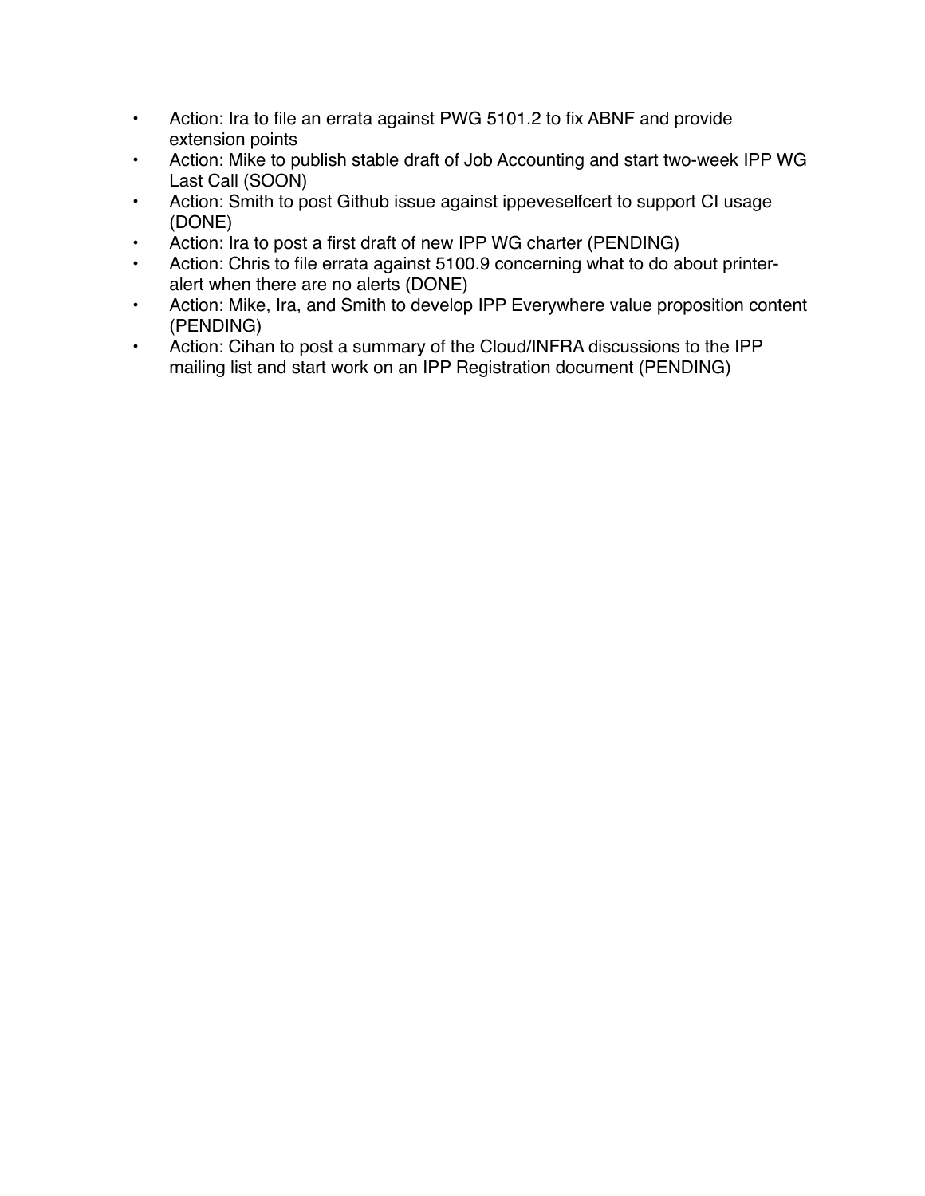- Action: Ira to file an errata against PWG 5101.2 to fix ABNF and provide extension points
- Action: Mike to publish stable draft of Job Accounting and start two-week IPP WG Last Call (SOON)
- Action: Smith to post Github issue against ippeveselfcert to support CI usage (DONE)
- Action: Ira to post a first draft of new IPP WG charter (PENDING)
- Action: Chris to file errata against 5100.9 concerning what to do about printer-alert when there are no alerts (DONE)
- Action: Mike, Ira, and Smith to develop IPP Everywhere value proposition content (PENDING)
- Action: Cihan to post a summary of the Cloud/INFRA discussions to the IPP mailing list and start work on an IPP Registration document (PENDING)